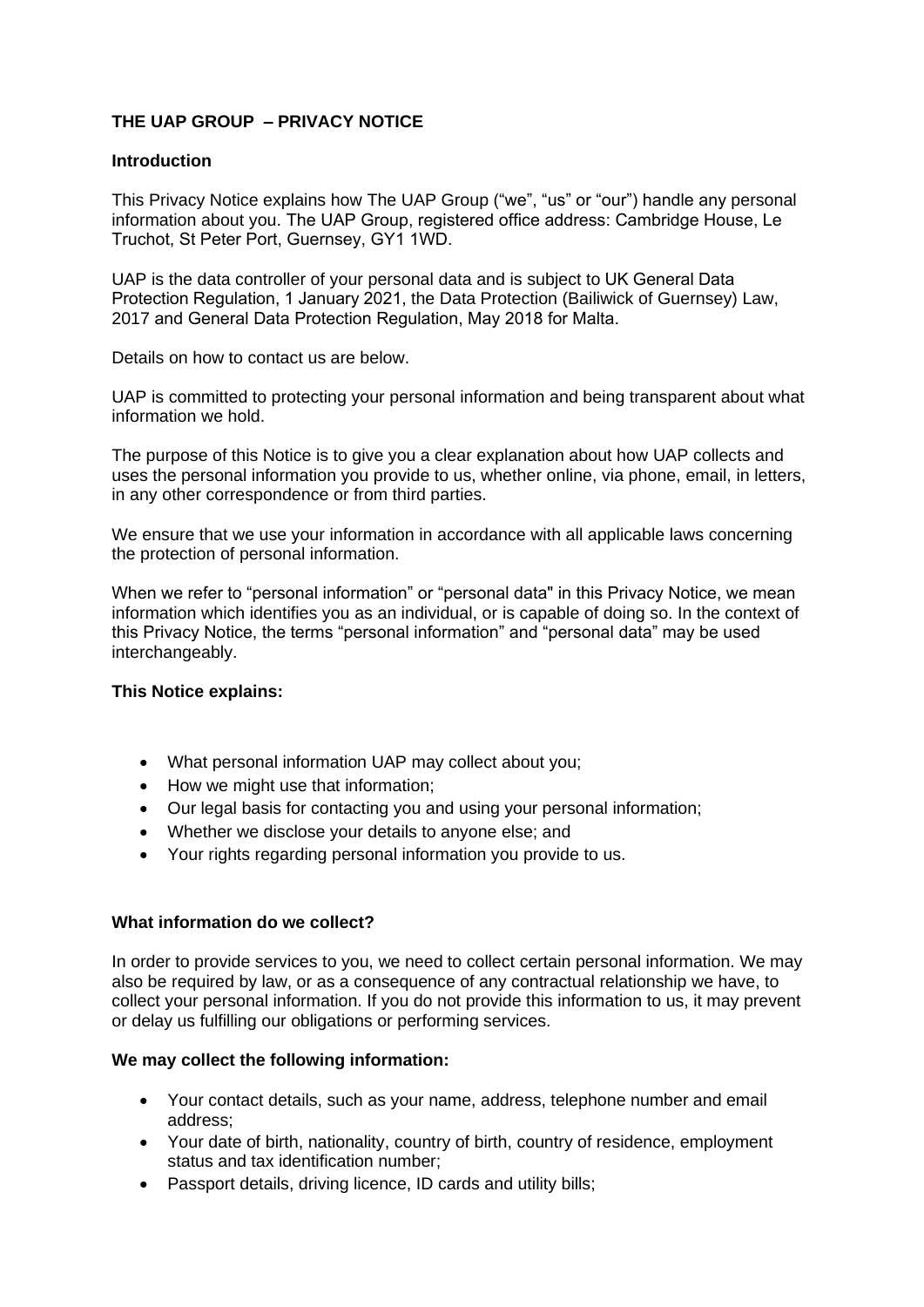# THE UAP GROUP – PRIVACY NOTICE

## Introduction

This Privacy Notice explains how The UAP Group ("we", "us" or "our") handle any personal information about you. The UAP Group, registered office address: Cambridge House, Le Truchot, St Peter Port, Guernsey, GY1 1WD.

UAP is the data controller of your personal data and is subject to UK General Data Protection Regulation, 1 January 2021, the Data Protection (Bailiwick of Guernsey) Law, 2017 and General Data Protection Regulation, May 2018 for Malta.

Details on how to contact us are below.

UAP is committed to protecting your personal information and being transparent about what information we hold.

The purpose of this Notice is to give you a clear explanation about how UAP collects and uses the personal information you provide to us, whether online, via phone, email, in letters, in any other correspondence or from third parties.

We ensure that we use your information in accordance with all applicable laws concerning the protection of personal information.

When we refer to "personal information" or "personal data" in this Privacy Notice, we mean information which identifies you as an individual, or is capable of doing so. In the context of this Privacy Notice, the terms "personal information" and "personal data" may be used interchangeably.

**This Notice explains:**

- What personal information UAP may collect about you;
- How we might use that information;
- Our legal basis for contacting you and using your personal information;
- Whether we disclose your details to anyone else; and
- Your rights regarding personal information you provide to us.

## What information do we collect?

In order to provide services to you, we need to collect certain personal information. We may also be required by law, or as a consequence of any contractual relationship we have, to collect your personal information. If you do not provide this information to us, it may prevent or delay us fulfilling our obligations or performing services.

**We may collect the following information:**

- Your contact details, such as your name, address, telephone number and email address;
- Your date of birth, nationality, country of birth, country of residence, employment status and tax identification number;
- Passport details, driving licence, ID cards and utility bills;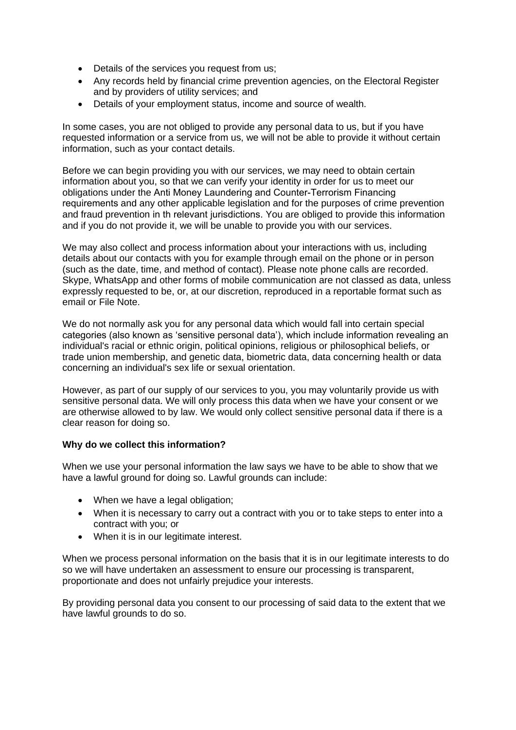- Details of the services you request from us;
- Any records held by financial crime prevention agencies, on the Electoral Register and by providers of utility services; and
- Details of your employment status, income and source of wealth.

In some cases, you are not obliged to provide any personal data to us, but if you have requested information or a service from us, we will not be able to provide it without certain information, such as your contact details.

Before we can begin providing you with our services, we may need to obtain certain information about you, so that we can verify your identity in order for us to meet our obligations under the Anti Money Laundering and Counter-Terrorism Financing requirements and any other applicable legislation and for the purposes of crime prevention and fraud prevention in th relevant jurisdictions. You are obliged to provide this information and if you do not provide it, we will be unable to provide you with our services.

We may also collect and process information about your interactions with us, including details about our contacts with you for example through email on the phone or in person (such as the date, time, and method of contact). Please note phone calls are recorded. Skype, WhatsApp and other forms of mobile communication are not classed as data, unless expressly requested to be, or, at our discretion, reproduced in a reportable format such as email or File Note.

We do not normally ask you for any personal data which would fall into certain special categories (also known as 'sensitive personal data'), which include information revealing an individual's racial or ethnic origin, political opinions, religious or philosophical beliefs, or trade union membership, and genetic data, biometric data, data concerning health or data concerning an individual's sex life or sexual orientation.

However, as part of our supply of our services to you, you may voluntarily provide us with sensitive personal data. We will only process this data when we have your consent or we are otherwise allowed to by law. We would only collect sensitive personal data if there is a clear reason for doing so.

**Why do we collect this information?**

When we use your personal information the law says we have to be able to show that we have a lawful ground for doing so. Lawful grounds can include:

- When we have a legal obligation;
- When it is necessary to carry out a contract with you or to take steps to enter into a contract with you; or
- When it is in our legitimate interest.

When we process personal information on the basis that it is in our legitimate interests to do so we will have undertaken an assessment to ensure our processing is transparent, proportionate and does not unfairly prejudice your interests.

By providing personal data you consent to our processing of said data to the extent that we have lawful grounds to do so.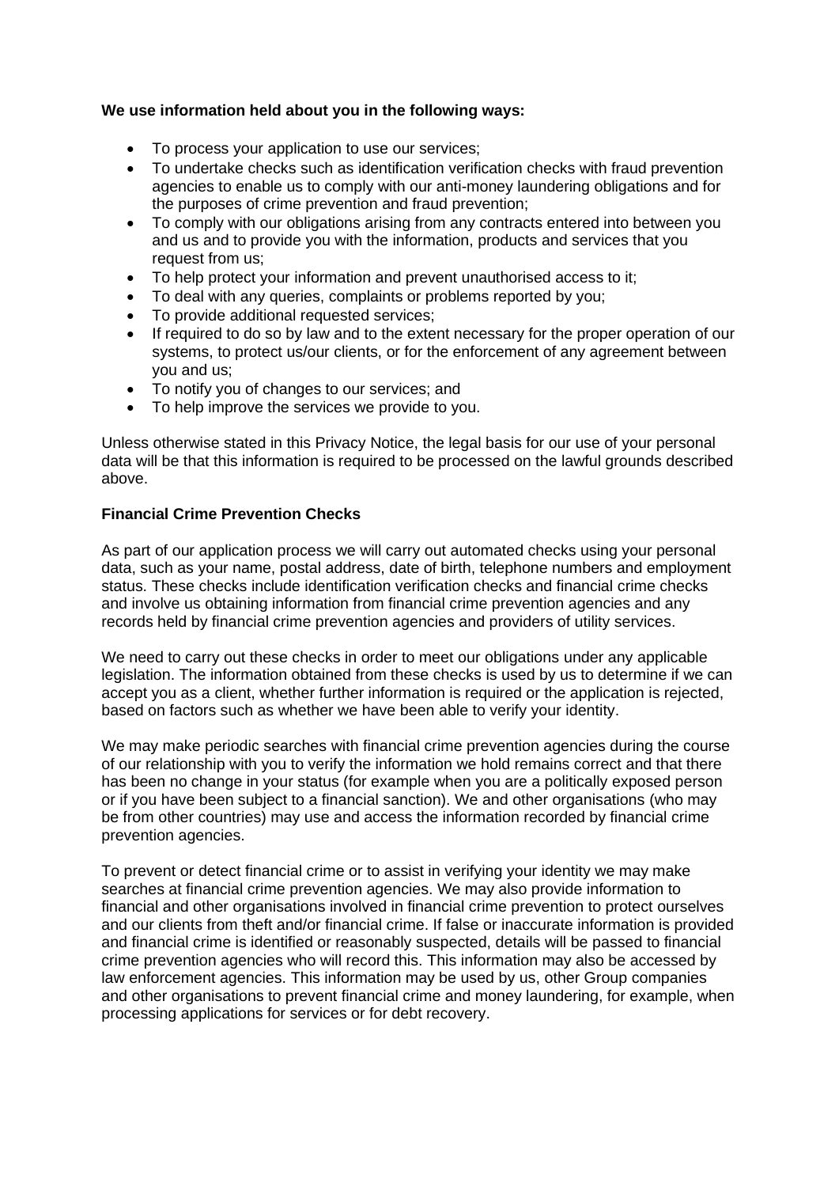**We use information held about you in the following ways:**

- To process your application to use our services;
- To undertake checks such as identification verification checks with fraud prevention agencies to enable us to comply with our anti-money laundering obligations and for the purposes of crime prevention and fraud prevention;
- To comply with our obligations arising from any contracts entered into between you and us and to provide you with the information, products and services that you request from us;
- To help protect your information and prevent unauthorised access to it;
- To deal with any queries, complaints or problems reported by you;
- To provide additional requested services;
- If required to do so by law and to the extent necessary for the proper operation of our systems, to protect us/our clients, or for the enforcement of any agreement between you and us;
- To notify you of changes to our services; and
- To help improve the services we provide to you.

Unless otherwise stated in this Privacy Notice, the legal basis for our use of your personal data will be that this information is required to be processed on the lawful grounds described above.

**Financial Crime Prevention Checks**

As part of our application process we will carry out automated checks using your personal data, such as your name, postal address, date of birth, telephone numbers and employment status. These checks include identification verification checks and financial crime checks and involve us obtaining information from financial crime prevention agencies and any records held by financial crime prevention agencies and providers of utility services.

We need to carry out these checks in order to meet our obligations under any applicable legislation. The information obtained from these checks is used by us to determine if we can accept you as a client, whether further information is required or the application is rejected, based on factors such as whether we have been able to verify your identity.

We may make periodic searches with financial crime prevention agencies during the course of our relationship with you to verify the information we hold remains correct and that there has been no change in your status (for example when you are a politically exposed person or if you have been subject to a financial sanction). We and other organisations (who may be from other countries) may use and access the information recorded by financial crime prevention agencies.

To prevent or detect financial crime or to assist in verifying your identity we may make searches at financial crime prevention agencies. We may also provide information to financial and other organisations involved in financial crime prevention to protect ourselves and our clients from theft and/or financial crime. If false or inaccurate information is provided and financial crime is identified or reasonably suspected, details will be passed to financial crime prevention agencies who will record this. This information may also be accessed by law enforcement agencies. This information may be used by us, other Group companies and other organisations to prevent financial crime and money laundering, for example, when processing applications for services or for debt recovery.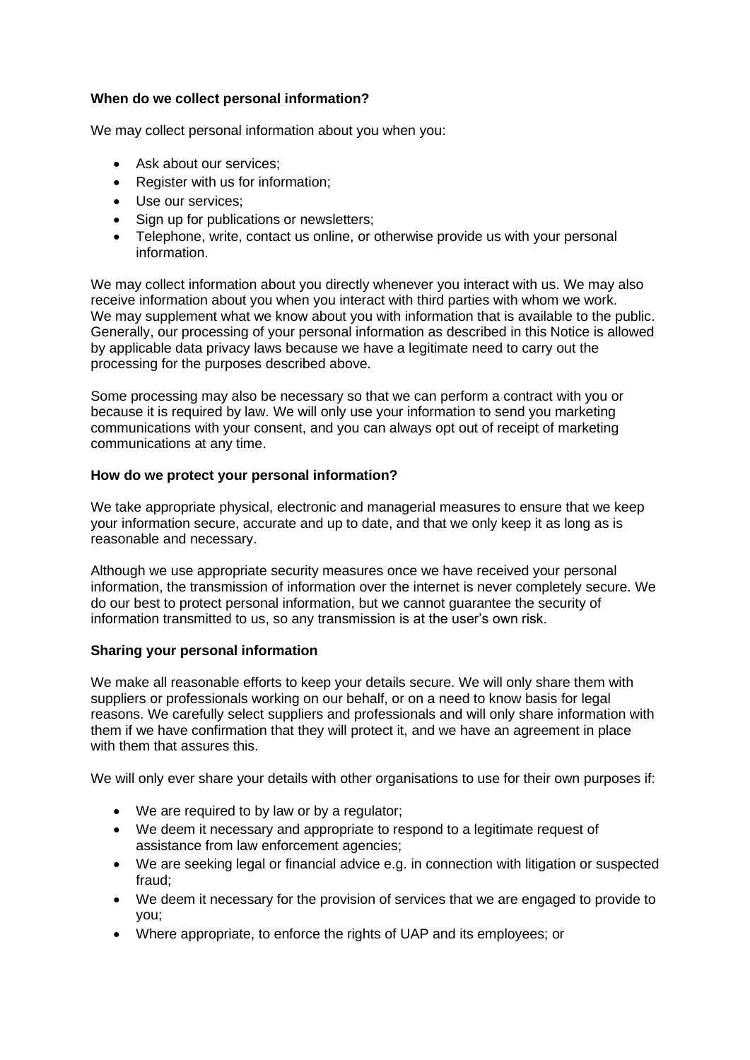**When do we collect personal information?**

We may collect personal information about you when you:

- Ask about our services;
- Register with us for information;
- Use our services;
- Sign up for publications or newsletters;
- Telephone, write, contact us online, or otherwise provide us with your personal information.

We may collect information about you directly whenever you interact with us. We may also receive information about you when you interact with third parties with whom we work. We may supplement what we know about you with information that is available to the public. Generally, our processing of your personal information as described in this Notice is allowed by applicable data privacy laws because we have a legitimate need to carry out the processing for the purposes described above.

Some processing may also be necessary so that we can perform a contract with you or because it is required by law. We will only use your information to send you marketing communications with your consent, and you can always opt out of receipt of marketing communications at any time.

**How do we protect your personal information?**

We take appropriate physical, electronic and managerial measures to ensure that we keep your information secure, accurate and up to date, and that we only keep it as long as is reasonable and necessary.

Although we use appropriate security measures once we have received your personal information, the transmission of information over the internet is never completely secure. We do our best to protect personal information, but we cannot guarantee the security of information transmitted to us, so any transmission is at the user's own risk.

**Sharing your personal information**

We make all reasonable efforts to keep your details secure. We will only share them with suppliers or professionals working on our behalf, or on a need to know basis for legal reasons. We carefully select suppliers and professionals and will only share information with them if we have confirmation that they will protect it, and we have an agreement in place with them that assures this.

We will only ever share your details with other organisations to use for their own purposes if:

- We are required to by law or by a regulator;
- We deem it necessary and appropriate to respond to a legitimate request of assistance from law enforcement agencies;
- We are seeking legal or financial advice e.g. in connection with litigation or suspected fraud;
- We deem it necessary for the provision of services that we are engaged to provide to you;
- Where appropriate, to enforce the rights of UAP and its employees; or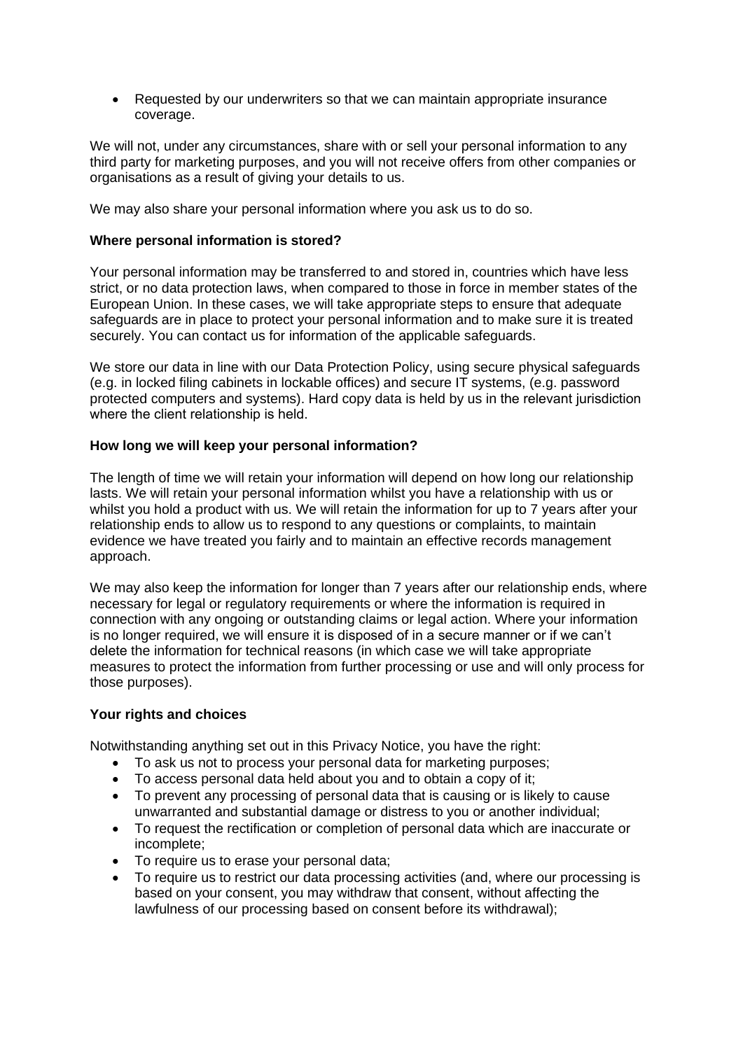- Requested by our underwriters so that we can maintain appropriate insurance coverage.

We will not, under any circumstances, share with or sell your personal information to any third party for marketing purposes, and you will not receive offers from other companies or organisations as a result of giving your details to us.

We may also share your personal information where you ask us to do so.

**Where personal information is stored?**

Your personal information may be transferred to and stored in, countries which have less strict, or no data protection laws, when compared to those in force in member states of the European Union. In these cases, we will take appropriate steps to ensure that adequate safeguards are in place to protect your personal information and to make sure it is treated securely. You can contact us for information of the applicable safeguards.

We store our data in line with our Data Protection Policy, using secure physical safeguards (e.g. in locked filing cabinets in lockable offices) and secure IT systems, (e.g. password protected computers and systems). Hard copy data is held by us in the relevant jurisdiction where the client relationship is held.

**How long we will keep your personal information?**

The length of time we will retain your information will depend on how long our relationship lasts. We will retain your personal information whilst you have a relationship with us or whilst you hold a product with us. We will retain the information for up to 7 years after your relationship ends to allow us to respond to any questions or complaints, to maintain evidence we have treated you fairly and to maintain an effective records management approach.

We may also keep the information for longer than 7 years after our relationship ends, where necessary for legal or regulatory requirements or where the information is required in connection with any ongoing or outstanding claims or legal action. Where your information is no longer required, we will ensure it is disposed of in a secure manner or if we can't delete the information for technical reasons (in which case we will take appropriate measures to protect the information from further processing or use and will only process for those purposes).

**Your rights and choices**

Notwithstanding anything set out in this Privacy Notice, you have the right:

- To ask us not to process your personal data for marketing purposes;
- To access personal data held about you and to obtain a copy of it;
- To prevent any processing of personal data that is causing or is likely to cause unwarranted and substantial damage or distress to you or another individual;
- To request the rectification or completion of personal data which are inaccurate or incomplete;
- To require us to erase your personal data;
- To require us to restrict our data processing activities (and, where our processing is based on your consent, you may withdraw that consent, without affecting the lawfulness of our processing based on consent before its withdrawal);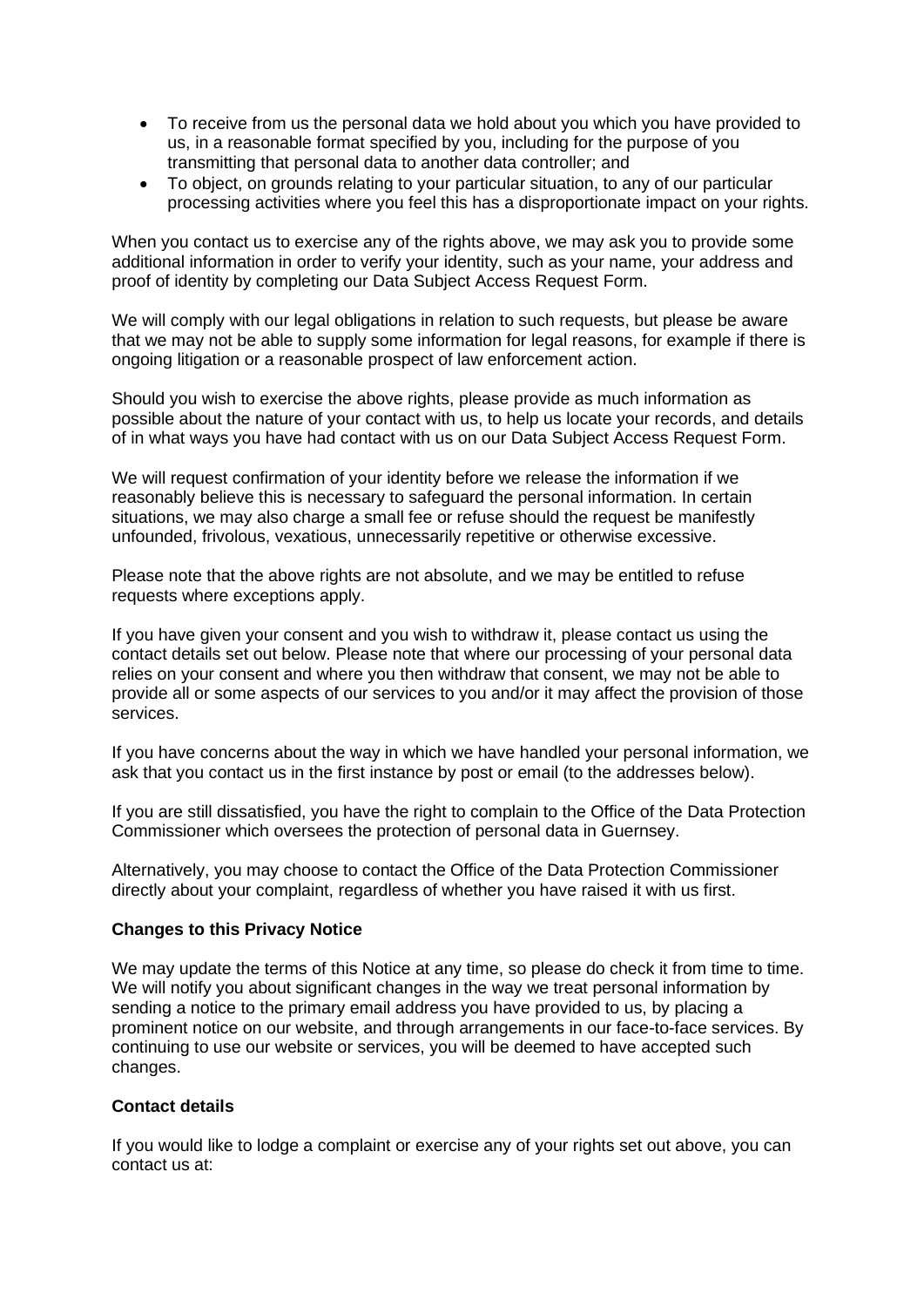- To receive from us the personal data we hold about you which you have provided to us, in a reasonable format specified by you, including for the purpose of you transmitting that personal data to another data controller; and
- To object, on grounds relating to your particular situation, to any of our particular processing activities where you feel this has a disproportionate impact on your rights.

When you contact us to exercise any of the rights above, we may ask you to provide some additional information in order to verify your identity, such as your name, your address and proof of identity by completing our Data Subject Access Request Form.

We will comply with our legal obligations in relation to such requests, but please be aware that we may not be able to supply some information for legal reasons, for example if there is ongoing litigation or a reasonable prospect of law enforcement action.

Should you wish to exercise the above rights, please provide as much information as possible about the nature of your contact with us, to help us locate your records, and details of in what ways you have had contact with us on our Data Subject Access Request Form.

We will request confirmation of your identity before we release the information if we reasonably believe this is necessary to safeguard the personal information. In certain situations, we may also charge a small fee or refuse should the request be manifestly unfounded, frivolous, vexatious, unnecessarily repetitive or otherwise excessive.

Please note that the above rights are not absolute, and we may be entitled to refuse requests where exceptions apply.

If you have given your consent and you wish to withdraw it, please contact us using the contact details set out below. Please note that where our processing of your personal data relies on your consent and where you then withdraw that consent, we may not be able to provide all or some aspects of our services to you and/or it may affect the provision of those services.

If you have concerns about the way in which we have handled your personal information, we ask that you contact us in the first instance by post or email (to the addresses below).

If you are still dissatisfied, you have the right to complain to the Office of the Data Protection Commissioner which oversees the protection of personal data in Guernsey.

Alternatively, you may choose to contact the Office of the Data Protection Commissioner directly about your complaint, regardless of whether you have raised it with us first.

**Changes to this Privacy Notice**

We may update the terms of this Notice at any time, so please do check it from time to time. We will notify you about significant changes in the way we treat personal information by sending a notice to the primary email address you have provided to us, by placing a prominent notice on our website, and through arrangements in our face-to-face services. By continuing to use our website or services, you will be deemed to have accepted such changes.

**Contact details**

If you would like to lodge a complaint or exercise any of your rights set out above, you can contact us at: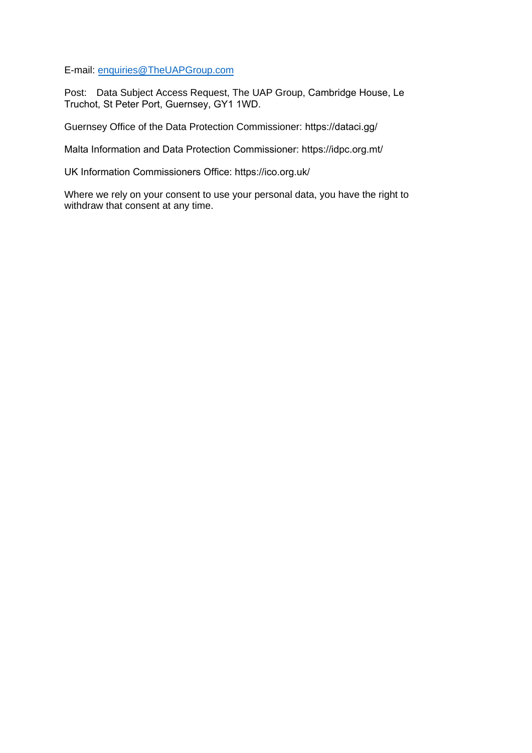E-mail: enquiries@TheUAPGroup.com

Post: Data Subject Access Request, The UAP Group, Cambridge House, Le Truchot, St Peter Port, Guernsey, GY1 1WD.

Guernsey Office of the Data Protection Commissioner: https://dataci.gg/

Malta Information and Data Protection Commissioner: https://idpc.org.mt/

UK Information Commissioners Office: https://ico.org.uk/

Where we rely on your consent to use your personal data, you have the right to withdraw that consent at any time.